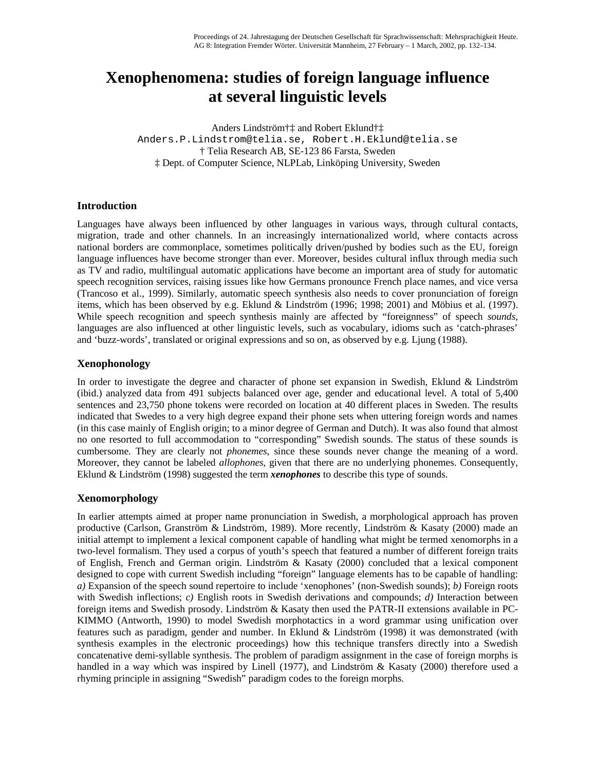Proceedings of 24. Jahrestagung der Deutschen Gesellschaft für Sprachwissenschaft: Mehrsprachigkeit Heute. AG 8: Integration Fremder Wörter. Universität Mannheim, 27 February – 1 March, 2002, pp. 132–134.

# Xenophenomena: studies of foreign language influence at several linguistic levels

Anders Lindström†‡ and Robert Eklund†‡
Anders.P.Lindstrom@telia.se, Robert.H.Eklund@telia.se
† Telia Research AB, SE-123 86 Farsta, Sweden
‡ Dept. of Computer Science, NLPLab, Linköping University, Sweden

## Introduction

Languages have always been influenced by other languages in various ways, through cultural contacts, migration, trade and other channels. In an increasingly internationalized world, where contacts across national borders are commonplace, sometimes politically driven/pushed by bodies such as the EU, foreign language influences have become stronger than ever. Moreover, besides cultural influx through media such as TV and radio, multilingual automatic applications have become an important area of study for automatic speech recognition services, raising issues like how Germans pronounce French place names, and vice versa (Trancoso et al., 1999). Similarly, automatic speech synthesis also needs to cover pronunciation of foreign items, which has been observed by e.g. Eklund & Lindström (1996; 1998; 2001) and Möbius et al. (1997). While speech recognition and speech synthesis mainly are affected by "foreignness" of speech *sounds*, languages are also influenced at other linguistic levels, such as vocabulary, idioms such as 'catch-phrases' and 'buzz-words', translated or original expressions and so on, as observed by e.g. Ljung (1988).

## Xenophonology

In order to investigate the degree and character of phone set expansion in Swedish, Eklund & Lindström (ibid.) analyzed data from 491 subjects balanced over age, gender and educational level. A total of 5,400 sentences and 23,750 phone tokens were recorded on location at 40 different places in Sweden. The results indicated that Swedes to a very high degree expand their phone sets when uttering foreign words and names (in this case mainly of English origin; to a minor degree of German and Dutch). It was also found that almost no one resorted to full accommodation to "corresponding" Swedish sounds. The status of these sounds is cumbersome. They are clearly not *phonemes*, since these sounds never change the meaning of a word. Moreover, they cannot be labeled *allophones*, given that there are no underlying phonemes. Consequently, Eklund & Lindström (1998) suggested the term ***xenophones*** to describe this type of sounds.

## Xenomorphology

In earlier attempts aimed at proper name pronunciation in Swedish, a morphological approach has proven productive (Carlson, Granström & Lindström, 1989). More recently, Lindström & Kasaty (2000) made an initial attempt to implement a lexical component capable of handling what might be termed xenomorphs in a two-level formalism. They used a corpus of youth's speech that featured a number of different foreign traits of English, French and German origin. Lindström & Kasaty (2000) concluded that a lexical component designed to cope with current Swedish including "foreign" language elements has to be capable of handling: *a)* Expansion of the speech sound repertoire to include 'xenophones' (non-Swedish sounds); *b)* Foreign roots with Swedish inflections; *c)* English roots in Swedish derivations and compounds; *d)* Interaction between foreign items and Swedish prosody. Lindström & Kasaty then used the PATR-II extensions available in PC-KIMMO (Antworth, 1990) to model Swedish morphotactics in a word grammar using unification over features such as paradigm, gender and number. In Eklund & Lindström (1998) it was demonstrated (with synthesis examples in the electronic proceedings) how this technique transfers directly into a Swedish concatenative demi-syllable synthesis. The problem of paradigm assignment in the case of foreign morphs is handled in a way which was inspired by Linell (1977), and Lindström & Kasaty (2000) therefore used a rhyming principle in assigning "Swedish" paradigm codes to the foreign morphs.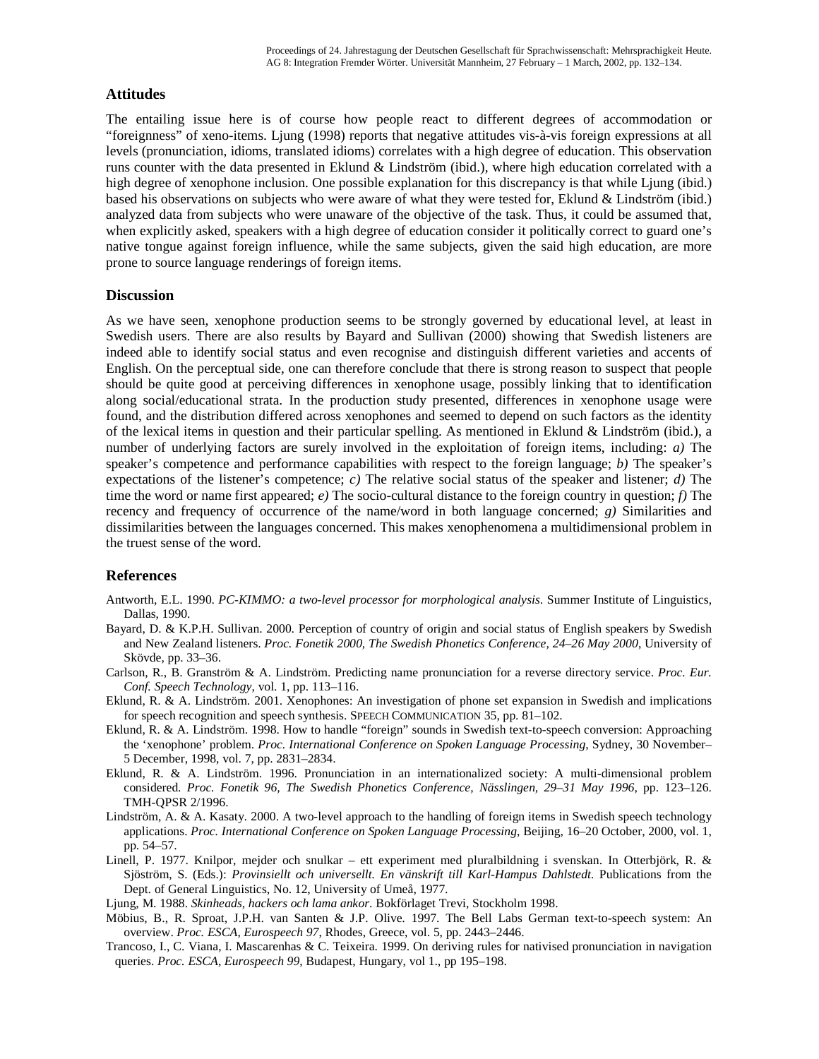## Attitudes

The entailing issue here is of course how people react to different degrees of accommodation or “foreignness” of xeno-items. Ljung (1998) reports that negative attitudes vis-à-vis foreign expressions at all levels (pronunciation, idioms, translated idioms) correlates with a high degree of education. This observation runs counter with the data presented in Eklund & Lindström (ibid.), where high education correlated with a high degree of xenophone inclusion. One possible explanation for this discrepancy is that while Ljung (ibid.) based his observations on subjects who were aware of what they were tested for, Eklund & Lindström (ibid.) analyzed data from subjects who were unaware of the objective of the task. Thus, it could be assumed that, when explicitly asked, speakers with a high degree of education consider it politically correct to guard one’s native tongue against foreign influence, while the same subjects, given the said high education, are more prone to source language renderings of foreign items.

## Discussion

As we have seen, xenophone production seems to be strongly governed by educational level, at least in Swedish users. There are also results by Bayard and Sullivan (2000) showing that Swedish listeners are indeed able to identify social status and even recognise and distinguish different varieties and accents of English. On the perceptual side, one can therefore conclude that there is strong reason to suspect that people should be quite good at perceiving differences in xenophone usage, possibly linking that to identification along social/educational strata. In the production study presented, differences in xenophone usage were found, and the distribution differed across xenophones and seemed to depend on such factors as the identity of the lexical items in question and their particular spelling. As mentioned in Eklund & Lindström (ibid.), a number of underlying factors are surely involved in the exploitation of foreign items, including: *a)* The speaker’s competence and performance capabilities with respect to the foreign language; *b)* The speaker’s expectations of the listener’s competence; *c)* The relative social status of the speaker and listener; *d)* The time the word or name first appeared; *e)* The socio-cultural distance to the foreign country in question; *f)* The recency and frequency of occurrence of the name/word in both language concerned; *g)* Similarities and dissimilarities between the languages concerned. This makes xenophenomena a multidimensional problem in the truest sense of the word.

## References

Antworth, E.L. 1990. *PC-KIMMO: a two-level processor for morphological analysis*. Summer Institute of Linguistics, Dallas, 1990.

Bayard, D. & K.P.H. Sullivan. 2000. Perception of country of origin and social status of English speakers by Swedish and New Zealand listeners. *Proc. Fonetik 2000, The Swedish Phonetics Conference, 24–26 May 2000*, University of Skövde, pp. 33–36.

Carlson, R., B. Granström & A. Lindström. Predicting name pronunciation for a reverse directory service. *Proc. Eur. Conf. Speech Technology*, vol. 1, pp. 113–116.

Eklund, R. & A. Lindström. 2001. Xenophones: An investigation of phone set expansion in Swedish and implications for speech recognition and speech synthesis. SPEECH COMMUNICATION 35, pp. 81–102.

Eklund, R. & A. Lindström. 1998. How to handle “foreign” sounds in Swedish text-to-speech conversion: Approaching the ‘xenophone’ problem. *Proc. International Conference on Spoken Language Processing*, Sydney, 30 November–5 December, 1998, vol. 7, pp. 2831–2834.

Eklund, R. & A. Lindström. 1996. Pronunciation in an internationalized society: A multi-dimensional problem considered. *Proc. Fonetik 96, The Swedish Phonetics Conference, Nässlingen, 29–31 May 1996*, pp. 123–126. TMH-QPSR 2/1996.

Lindström, A. & A. Kasaty. 2000. A two-level approach to the handling of foreign items in Swedish speech technology applications. *Proc. International Conference on Spoken Language Processing*, Beijing, 16–20 October, 2000, vol. 1, pp. 54–57.

Linell, P. 1977. Knilpor, mejder och snulkar – ett experiment med pluralbildning i svenskan. In Otterbjörk, R. & Sjöström, S. (Eds.): *Provinsiellt och universellt. En vänskrift till Karl-Hampus Dahlstedt*. Publications from the Dept. of General Linguistics, No. 12, University of Umeå, 1977.

Ljung, M. 1988. *Skinheads, hackers och lama ankor*. Bokförlaget Trevi, Stockholm 1998.

Möbius, B., R. Sproat, J.P.H. van Santen & J.P. Olive. 1997. The Bell Labs German text-to-speech system: An overview. *Proc. ESCA, Eurospeech 97*, Rhodes, Greece, vol. 5, pp. 2443–2446.

Trancoso, I., C. Viana, I. Mascarenhas & C. Teixeira. 1999. On deriving rules for nativised pronunciation in navigation queries. *Proc. ESCA, Eurospeech 99*, Budapest, Hungary, vol 1., pp 195–198.